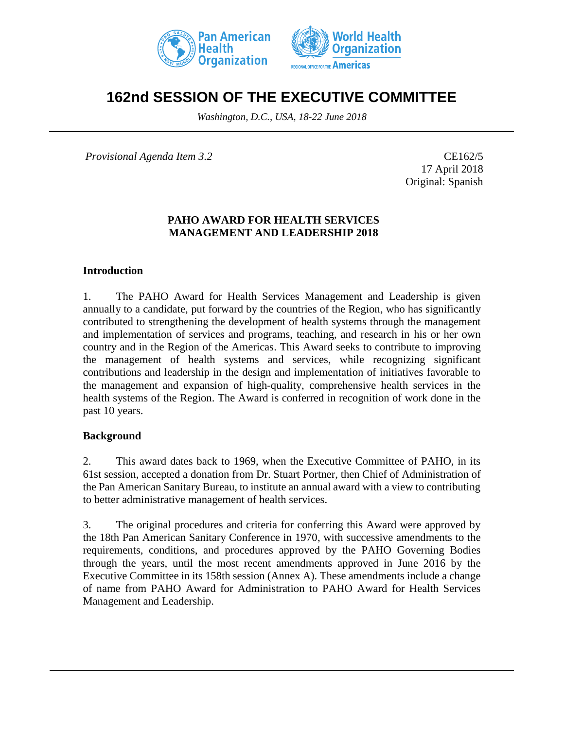# 162nd SESSION OF THE EXECUTIVE COMMITTEE

*Washington, D.C., USA, 18-22 June 2018*

*Provisional Agenda Item 3.2*

CE162/5
17 April 2018
Original: Spanish

## PAHO AWARD FOR HEALTH SERVICES MANAGEMENT AND LEADERSHIP 2018

### Introduction

1. The PAHO Award for Health Services Management and Leadership is given annually to a candidate, put forward by the countries of the Region, who has significantly contributed to strengthening the development of health systems through the management and implementation of services and programs, teaching, and research in his or her own country and in the Region of the Americas. This Award seeks to contribute to improving the management of health systems and services, while recognizing significant contributions and leadership in the design and implementation of initiatives favorable to the management and expansion of high-quality, comprehensive health services in the health systems of the Region. The Award is conferred in recognition of work done in the past 10 years.

### Background

2. This award dates back to 1969, when the Executive Committee of PAHO, in its 61st session, accepted a donation from Dr. Stuart Portner, then Chief of Administration of the Pan American Sanitary Bureau, to institute an annual award with a view to contributing to better administrative management of health services.

3. The original procedures and criteria for conferring this Award were approved by the 18th Pan American Sanitary Conference in 1970, with successive amendments to the requirements, conditions, and procedures approved by the PAHO Governing Bodies through the years, until the most recent amendments approved in June 2016 by the Executive Committee in its 158th session (Annex A). These amendments include a change of name from PAHO Award for Administration to PAHO Award for Health Services Management and Leadership.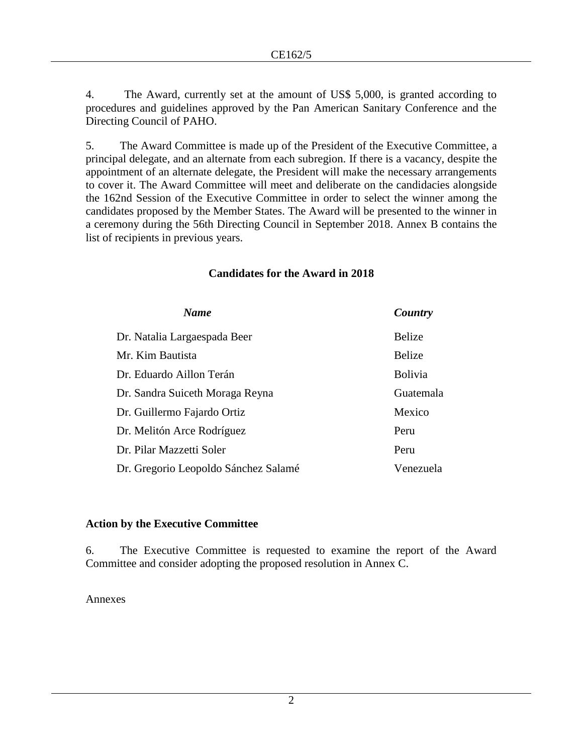4. The Award, currently set at the amount of US$ 5,000, is granted according to procedures and guidelines approved by the Pan American Sanitary Conference and the Directing Council of PAHO.

5. The Award Committee is made up of the President of the Executive Committee, a principal delegate, and an alternate from each subregion. If there is a vacancy, despite the appointment of an alternate delegate, the President will make the necessary arrangements to cover it. The Award Committee will meet and deliberate on the candidacies alongside the 162nd Session of the Executive Committee in order to select the winner among the candidates proposed by the Member States. The Award will be presented to the winner in a ceremony during the 56th Directing Council in September 2018. Annex B contains the list of recipients in previous years.

### Candidates for the Award in 2018

| *Name* | *Country* |
|---|---|
| Dr. Natalia Largaespada Beer | Belize |
| Mr. Kim Bautista | Belize |
| Dr. Eduardo Aillon Terán | Bolivia |
| Dr. Sandra Suiceth Moraga Reyna | Guatemala |
| Dr. Guillermo Fajardo Ortiz | Mexico |
| Dr. Melitón Arce Rodríguez | Peru |
| Dr. Pilar Mazzetti Soler | Peru |
| Dr. Gregorio Leopoldo Sánchez Salamé | Venezuela |

### Action by the Executive Committee

6. The Executive Committee is requested to examine the report of the Award Committee and consider adopting the proposed resolution in Annex C.

Annexes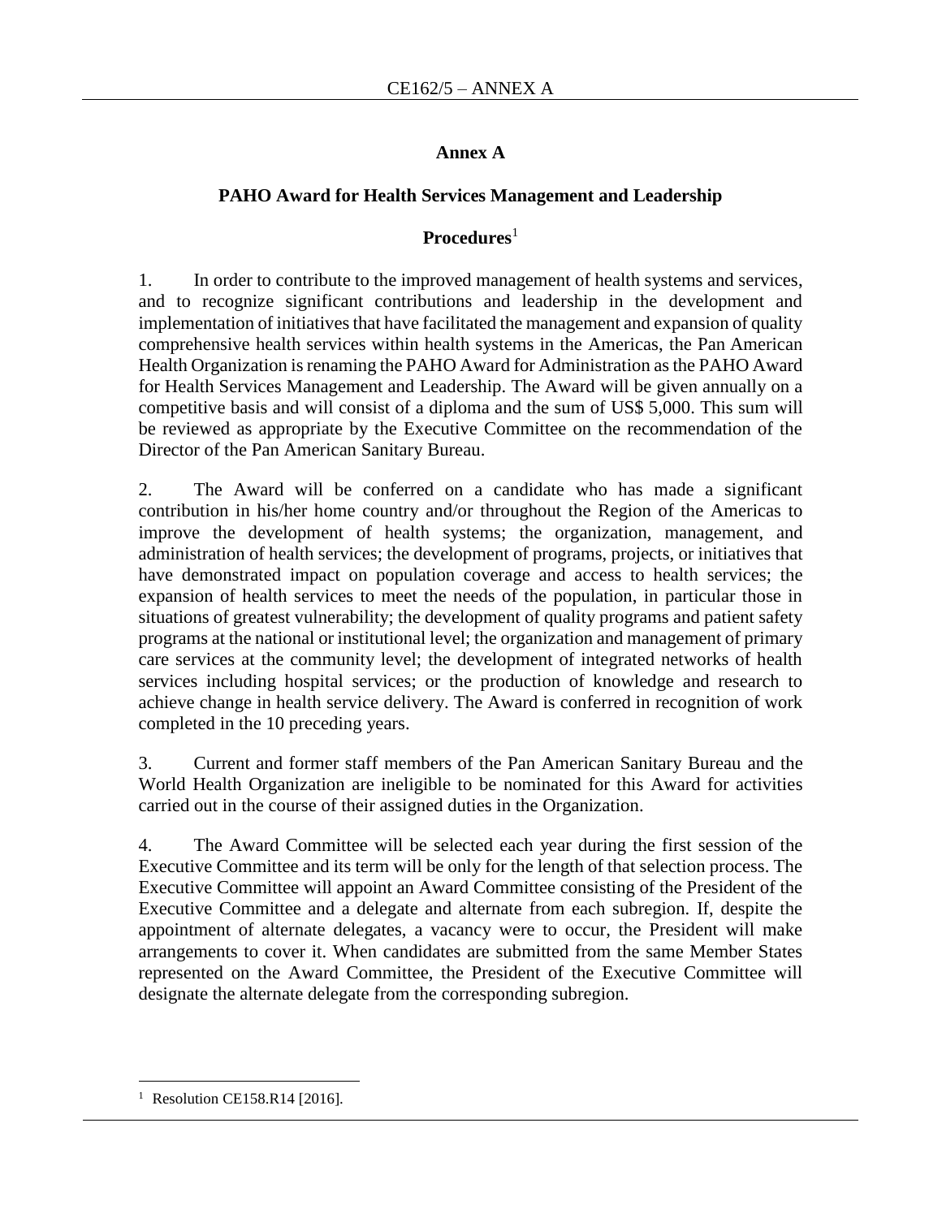## Annex A

### PAHO Award for Health Services Management and Leadership

### Procedures[1]

1. In order to contribute to the improved management of health systems and services, and to recognize significant contributions and leadership in the development and implementation of initiatives that have facilitated the management and expansion of quality comprehensive health services within health systems in the Americas, the Pan American Health Organization is renaming the PAHO Award for Administration as the PAHO Award for Health Services Management and Leadership. The Award will be given annually on a competitive basis and will consist of a diploma and the sum of US$ 5,000. This sum will be reviewed as appropriate by the Executive Committee on the recommendation of the Director of the Pan American Sanitary Bureau.

2. The Award will be conferred on a candidate who has made a significant contribution in his/her home country and/or throughout the Region of the Americas to improve the development of health systems; the organization, management, and administration of health services; the development of programs, projects, or initiatives that have demonstrated impact on population coverage and access to health services; the expansion of health services to meet the needs of the population, in particular those in situations of greatest vulnerability; the development of quality programs and patient safety programs at the national or institutional level; the organization and management of primary care services at the community level; the development of integrated networks of health services including hospital services; or the production of knowledge and research to achieve change in health service delivery. The Award is conferred in recognition of work completed in the 10 preceding years.

3. Current and former staff members of the Pan American Sanitary Bureau and the World Health Organization are ineligible to be nominated for this Award for activities carried out in the course of their assigned duties in the Organization.

4. The Award Committee will be selected each year during the first session of the Executive Committee and its term will be only for the length of that selection process. The Executive Committee will appoint an Award Committee consisting of the President of the Executive Committee and a delegate and alternate from each subregion. If, despite the appointment of alternate delegates, a vacancy were to occur, the President will make arrangements to cover it. When candidates are submitted from the same Member States represented on the Award Committee, the President of the Executive Committee will designate the alternate delegate from the corresponding subregion.

---

[1] Resolution CE158.R14 [2016].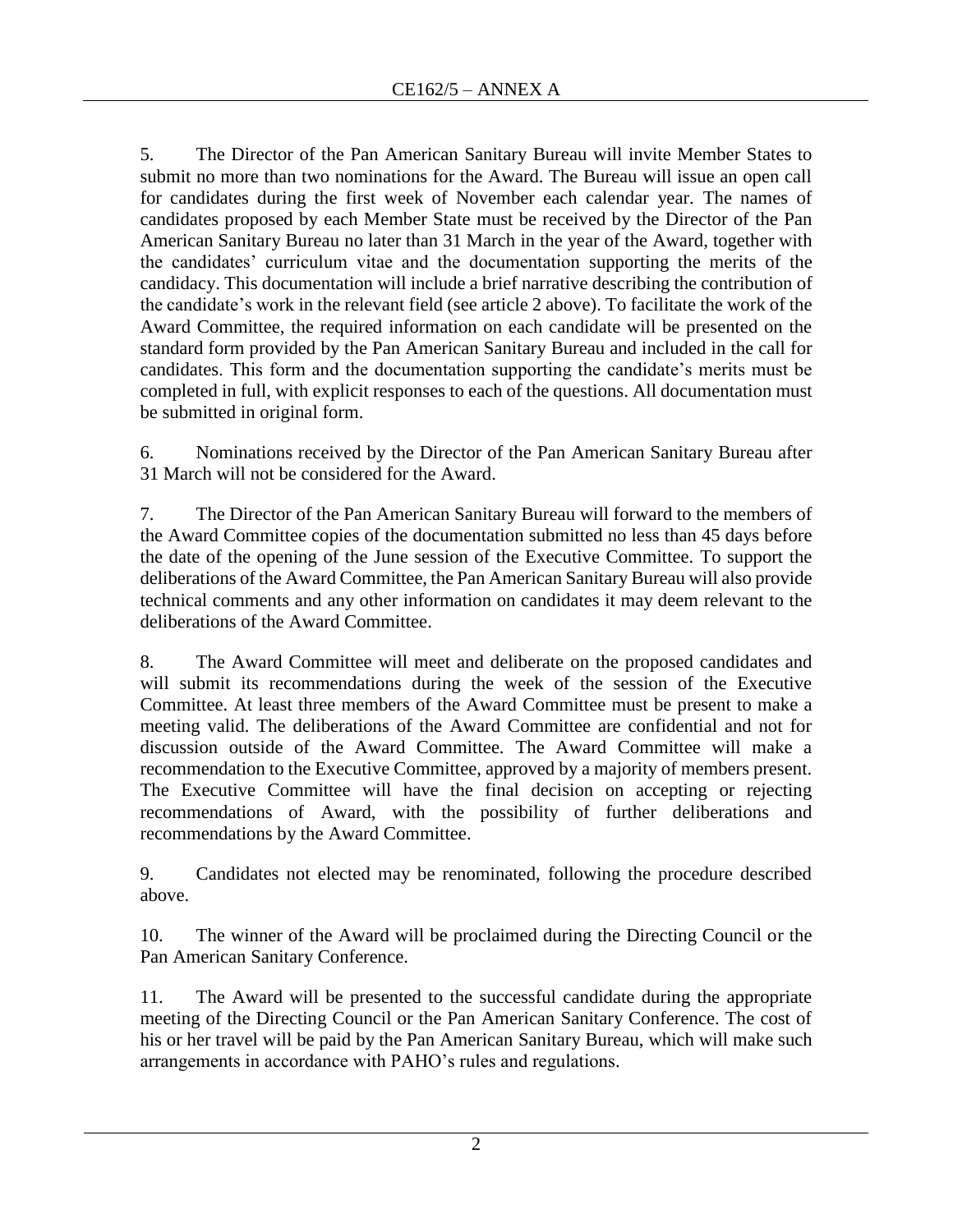5. The Director of the Pan American Sanitary Bureau will invite Member States to submit no more than two nominations for the Award. The Bureau will issue an open call for candidates during the first week of November each calendar year. The names of candidates proposed by each Member State must be received by the Director of the Pan American Sanitary Bureau no later than 31 March in the year of the Award, together with the candidates' curriculum vitae and the documentation supporting the merits of the candidacy. This documentation will include a brief narrative describing the contribution of the candidate's work in the relevant field (see article 2 above). To facilitate the work of the Award Committee, the required information on each candidate will be presented on the standard form provided by the Pan American Sanitary Bureau and included in the call for candidates. This form and the documentation supporting the candidate's merits must be completed in full, with explicit responses to each of the questions. All documentation must be submitted in original form.

6. Nominations received by the Director of the Pan American Sanitary Bureau after 31 March will not be considered for the Award.

7. The Director of the Pan American Sanitary Bureau will forward to the members of the Award Committee copies of the documentation submitted no less than 45 days before the date of the opening of the June session of the Executive Committee. To support the deliberations of the Award Committee, the Pan American Sanitary Bureau will also provide technical comments and any other information on candidates it may deem relevant to the deliberations of the Award Committee.

8. The Award Committee will meet and deliberate on the proposed candidates and will submit its recommendations during the week of the session of the Executive Committee. At least three members of the Award Committee must be present to make a meeting valid. The deliberations of the Award Committee are confidential and not for discussion outside of the Award Committee. The Award Committee will make a recommendation to the Executive Committee, approved by a majority of members present. The Executive Committee will have the final decision on accepting or rejecting recommendations of Award, with the possibility of further deliberations and recommendations by the Award Committee.

9. Candidates not elected may be renominated, following the procedure described above.

10. The winner of the Award will be proclaimed during the Directing Council or the Pan American Sanitary Conference.

11. The Award will be presented to the successful candidate during the appropriate meeting of the Directing Council or the Pan American Sanitary Conference. The cost of his or her travel will be paid by the Pan American Sanitary Bureau, which will make such arrangements in accordance with PAHO's rules and regulations.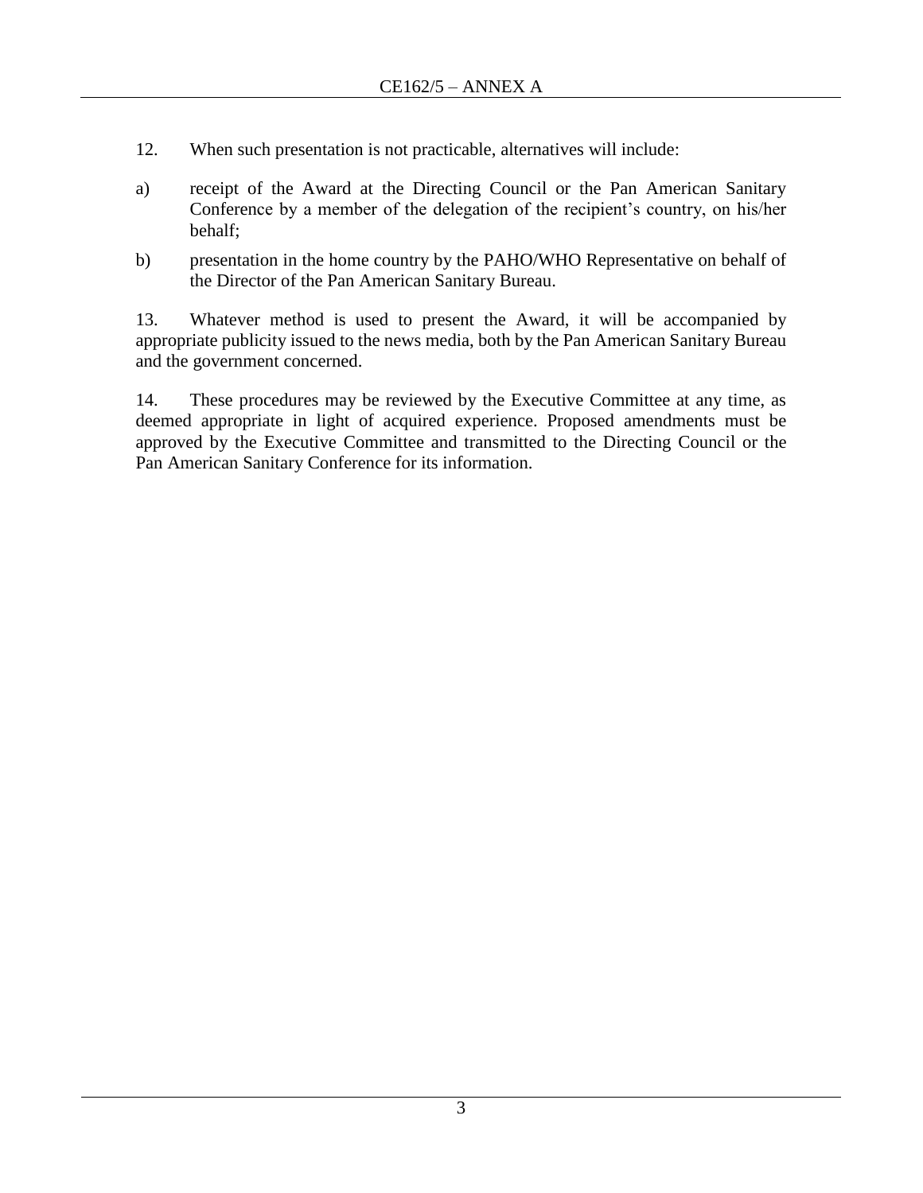12. When such presentation is not practicable, alternatives will include:

a) receipt of the Award at the Directing Council or the Pan American Sanitary Conference by a member of the delegation of the recipient's country, on his/her behalf;

b) presentation in the home country by the PAHO/WHO Representative on behalf of the Director of the Pan American Sanitary Bureau.

13. Whatever method is used to present the Award, it will be accompanied by appropriate publicity issued to the news media, both by the Pan American Sanitary Bureau and the government concerned.

14. These procedures may be reviewed by the Executive Committee at any time, as deemed appropriate in light of acquired experience. Proposed amendments must be approved by the Executive Committee and transmitted to the Directing Council or the Pan American Sanitary Conference for its information.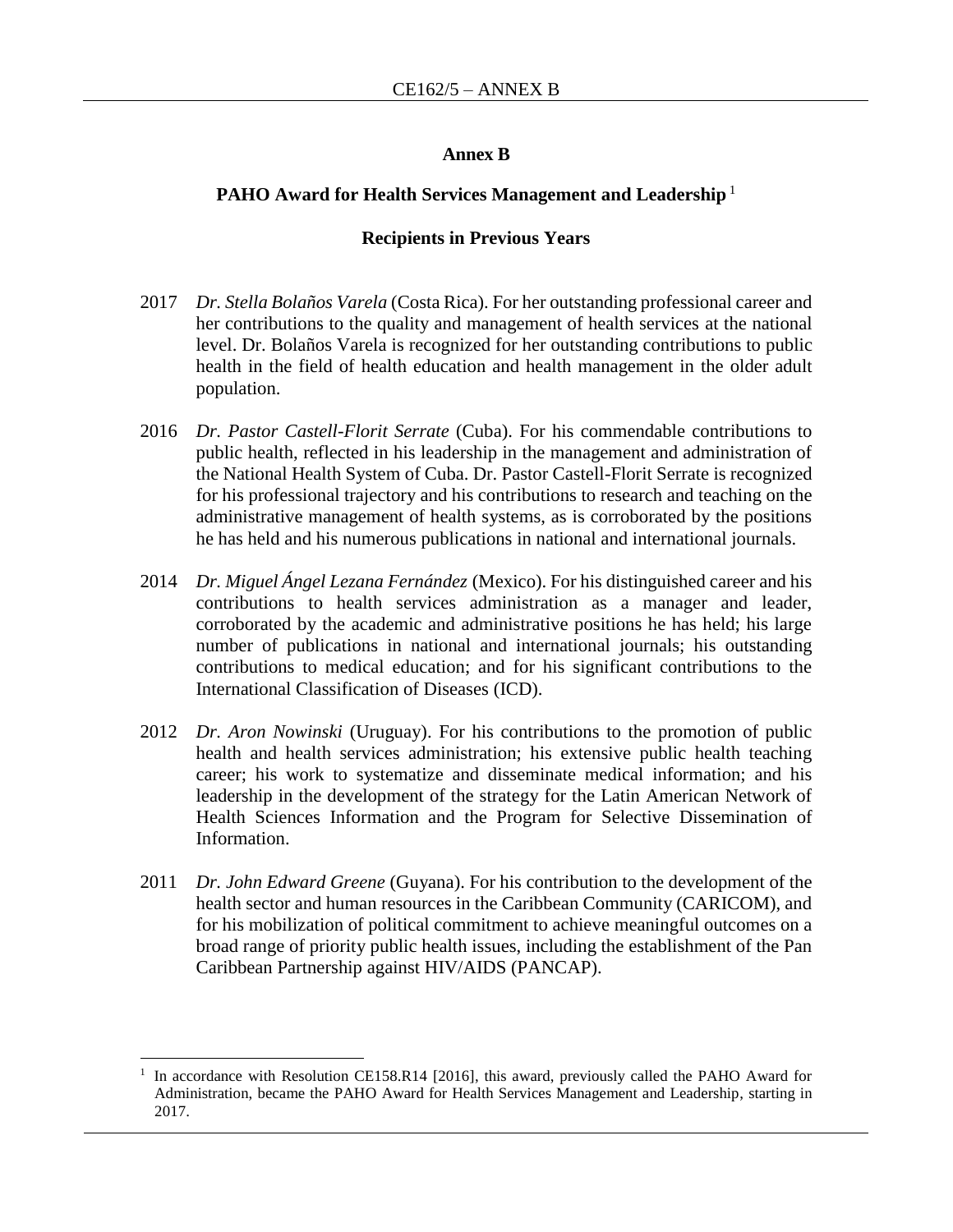## Annex B

### PAHO Award for Health Services Management and Leadership [1]

### Recipients in Previous Years

2017 *Dr. Stella Bolaños Varela* (Costa Rica). For her outstanding professional career and her contributions to the quality and management of health services at the national level. Dr. Bolaños Varela is recognized for her outstanding contributions to public health in the field of health education and health management in the older adult population.

2016 *Dr. Pastor Castell-Florit Serrate* (Cuba). For his commendable contributions to public health, reflected in his leadership in the management and administration of the National Health System of Cuba. Dr. Pastor Castell-Florit Serrate is recognized for his professional trajectory and his contributions to research and teaching on the administrative management of health systems, as is corroborated by the positions he has held and his numerous publications in national and international journals.

2014 *Dr. Miguel Ángel Lezana Fernández* (Mexico). For his distinguished career and his contributions to health services administration as a manager and leader, corroborated by the academic and administrative positions he has held; his large number of publications in national and international journals; his outstanding contributions to medical education; and for his significant contributions to the International Classification of Diseases (ICD).

2012 *Dr. Aron Nowinski* (Uruguay). For his contributions to the promotion of public health and health services administration; his extensive public health teaching career; his work to systematize and disseminate medical information; and his leadership in the development of the strategy for the Latin American Network of Health Sciences Information and the Program for Selective Dissemination of Information.

2011 *Dr. John Edward Greene* (Guyana). For his contribution to the development of the health sector and human resources in the Caribbean Community (CARICOM), and for his mobilization of political commitment to achieve meaningful outcomes on a broad range of priority public health issues, including the establishment of the Pan Caribbean Partnership against HIV/AIDS (PANCAP).

---

[1] In accordance with Resolution CE158.R14 [2016], this award, previously called the PAHO Award for Administration, became the PAHO Award for Health Services Management and Leadership, starting in 2017.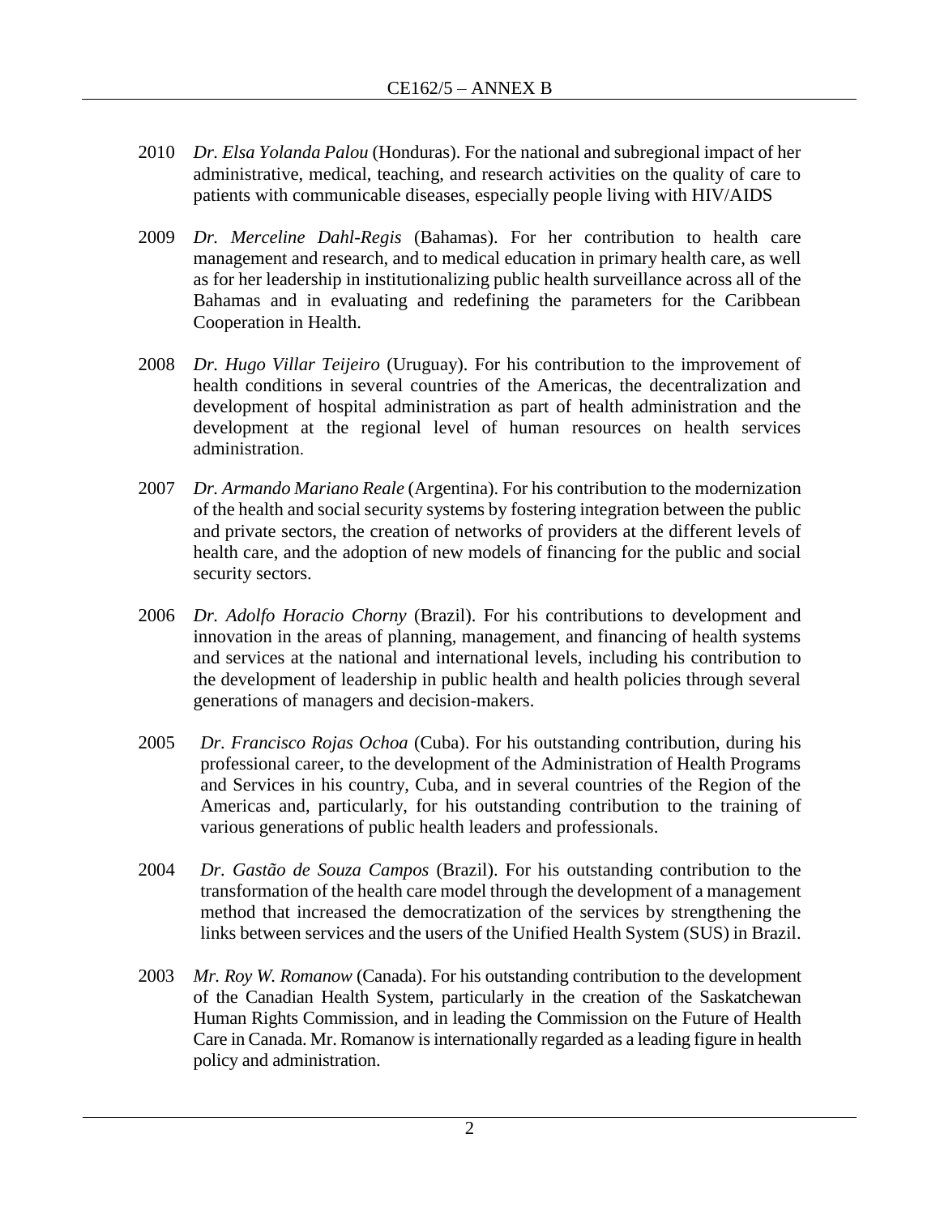2010 *Dr. Elsa Yolanda Palou* (Honduras). For the national and subregional impact of her administrative, medical, teaching, and research activities on the quality of care to patients with communicable diseases, especially people living with HIV/AIDS

2009 *Dr. Merceline Dahl-Regis* (Bahamas). For her contribution to health care management and research, and to medical education in primary health care, as well as for her leadership in institutionalizing public health surveillance across all of the Bahamas and in evaluating and redefining the parameters for the Caribbean Cooperation in Health.

2008 *Dr. Hugo Villar Teijeiro* (Uruguay). For his contribution to the improvement of health conditions in several countries of the Americas, the decentralization and development of hospital administration as part of health administration and the development at the regional level of human resources on health services administration.

2007 *Dr. Armando Mariano Reale* (Argentina). For his contribution to the modernization of the health and social security systems by fostering integration between the public and private sectors, the creation of networks of providers at the different levels of health care, and the adoption of new models of financing for the public and social security sectors.

2006 *Dr. Adolfo Horacio Chorny* (Brazil). For his contributions to development and innovation in the areas of planning, management, and financing of health systems and services at the national and international levels, including his contribution to the development of leadership in public health and health policies through several generations of managers and decision-makers.

2005 *Dr. Francisco Rojas Ochoa* (Cuba). For his outstanding contribution, during his professional career, to the development of the Administration of Health Programs and Services in his country, Cuba, and in several countries of the Region of the Americas and, particularly, for his outstanding contribution to the training of various generations of public health leaders and professionals.

2004 *Dr. Gastão de Souza Campos* (Brazil). For his outstanding contribution to the transformation of the health care model through the development of a management method that increased the democratization of the services by strengthening the links between services and the users of the Unified Health System (SUS) in Brazil.

2003 *Mr. Roy W. Romanow* (Canada). For his outstanding contribution to the development of the Canadian Health System, particularly in the creation of the Saskatchewan Human Rights Commission, and in leading the Commission on the Future of Health Care in Canada. Mr. Romanow is internationally regarded as a leading figure in health policy and administration.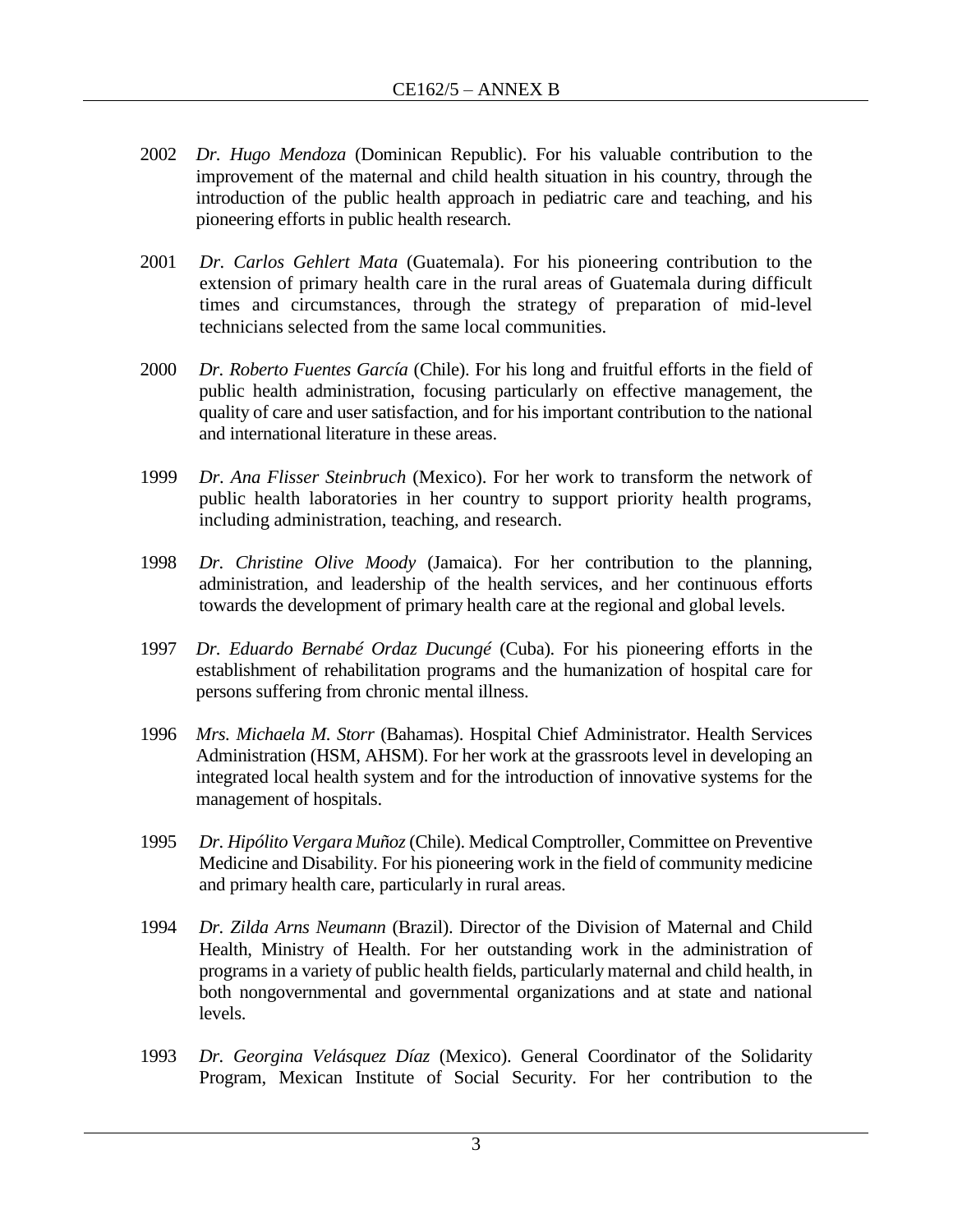2002 *Dr. Hugo Mendoza* (Dominican Republic). For his valuable contribution to the improvement of the maternal and child health situation in his country, through the introduction of the public health approach in pediatric care and teaching, and his pioneering efforts in public health research.

2001 *Dr. Carlos Gehlert Mata* (Guatemala). For his pioneering contribution to the extension of primary health care in the rural areas of Guatemala during difficult times and circumstances, through the strategy of preparation of mid-level technicians selected from the same local communities.

2000 *Dr. Roberto Fuentes García* (Chile). For his long and fruitful efforts in the field of public health administration, focusing particularly on effective management, the quality of care and user satisfaction, and for his important contribution to the national and international literature in these areas.

1999 *Dr. Ana Flisser Steinbruch* (Mexico). For her work to transform the network of public health laboratories in her country to support priority health programs, including administration, teaching, and research.

1998 *Dr. Christine Olive Moody* (Jamaica). For her contribution to the planning, administration, and leadership of the health services, and her continuous efforts towards the development of primary health care at the regional and global levels.

1997 *Dr. Eduardo Bernabé Ordaz Ducungé* (Cuba). For his pioneering efforts in the establishment of rehabilitation programs and the humanization of hospital care for persons suffering from chronic mental illness.

1996 *Mrs. Michaela M. Storr* (Bahamas). Hospital Chief Administrator. Health Services Administration (HSM, AHSM). For her work at the grassroots level in developing an integrated local health system and for the introduction of innovative systems for the management of hospitals.

1995 *Dr. Hipólito Vergara Muñoz* (Chile). Medical Comptroller, Committee on Preventive Medicine and Disability. For his pioneering work in the field of community medicine and primary health care, particularly in rural areas.

1994 *Dr. Zilda Arns Neumann* (Brazil). Director of the Division of Maternal and Child Health, Ministry of Health. For her outstanding work in the administration of programs in a variety of public health fields, particularly maternal and child health, in both nongovernmental and governmental organizations and at state and national levels.

1993 *Dr. Georgina Velásquez Díaz* (Mexico). General Coordinator of the Solidarity Program, Mexican Institute of Social Security. For her contribution to the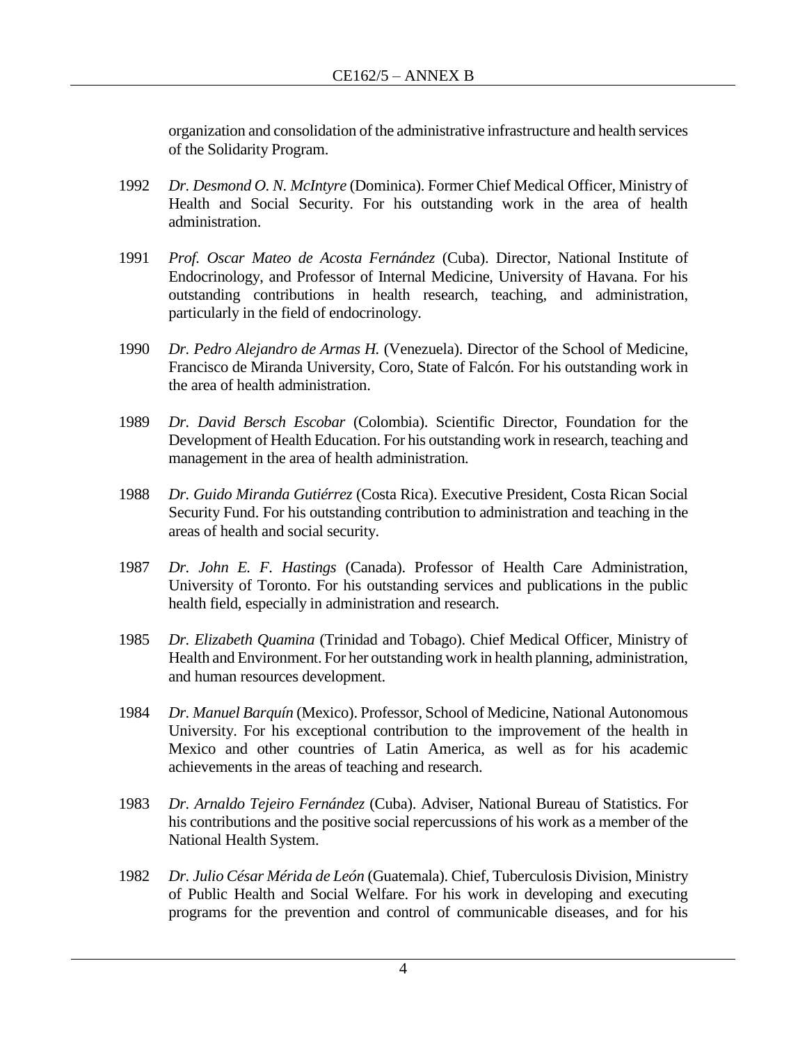organization and consolidation of the administrative infrastructure and health services of the Solidarity Program.

1992 *Dr. Desmond O. N. McIntyre* (Dominica). Former Chief Medical Officer, Ministry of Health and Social Security. For his outstanding work in the area of health administration.

1991 *Prof. Oscar Mateo de Acosta Fernández* (Cuba). Director, National Institute of Endocrinology, and Professor of Internal Medicine, University of Havana. For his outstanding contributions in health research, teaching, and administration, particularly in the field of endocrinology.

1990 *Dr. Pedro Alejandro de Armas H.* (Venezuela). Director of the School of Medicine, Francisco de Miranda University, Coro, State of Falcón. For his outstanding work in the area of health administration.

1989 *Dr. David Bersch Escobar* (Colombia). Scientific Director, Foundation for the Development of Health Education. For his outstanding work in research, teaching and management in the area of health administration.

1988 *Dr. Guido Miranda Gutiérrez* (Costa Rica). Executive President, Costa Rican Social Security Fund. For his outstanding contribution to administration and teaching in the areas of health and social security.

1987 *Dr. John E. F. Hastings* (Canada). Professor of Health Care Administration, University of Toronto. For his outstanding services and publications in the public health field, especially in administration and research.

1985 *Dr. Elizabeth Quamina* (Trinidad and Tobago). Chief Medical Officer, Ministry of Health and Environment. For her outstanding work in health planning, administration, and human resources development.

1984 *Dr. Manuel Barquín* (Mexico). Professor, School of Medicine, National Autonomous University. For his exceptional contribution to the improvement of the health in Mexico and other countries of Latin America, as well as for his academic achievements in the areas of teaching and research.

1983 *Dr. Arnaldo Tejeiro Fernández* (Cuba). Adviser, National Bureau of Statistics. For his contributions and the positive social repercussions of his work as a member of the National Health System.

1982 *Dr. Julio César Mérida de León* (Guatemala). Chief, Tuberculosis Division, Ministry of Public Health and Social Welfare. For his work in developing and executing programs for the prevention and control of communicable diseases, and for his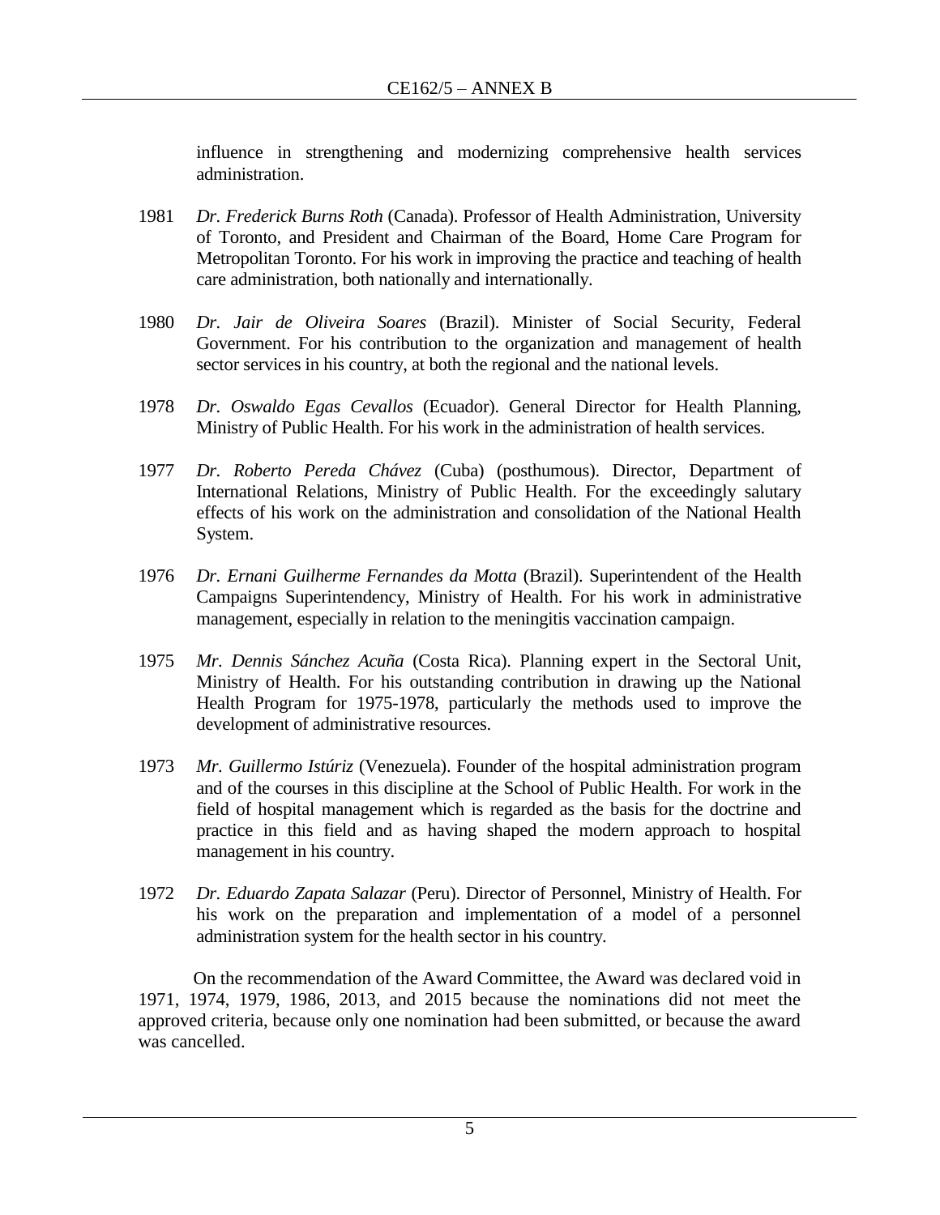influence in strengthening and modernizing comprehensive health services administration.

1981 *Dr. Frederick Burns Roth* (Canada). Professor of Health Administration, University of Toronto, and President and Chairman of the Board, Home Care Program for Metropolitan Toronto. For his work in improving the practice and teaching of health care administration, both nationally and internationally.

1980 *Dr. Jair de Oliveira Soares* (Brazil). Minister of Social Security, Federal Government. For his contribution to the organization and management of health sector services in his country, at both the regional and the national levels.

1978 *Dr. Oswaldo Egas Cevallos* (Ecuador). General Director for Health Planning, Ministry of Public Health. For his work in the administration of health services.

1977 *Dr. Roberto Pereda Chávez* (Cuba) (posthumous). Director, Department of International Relations, Ministry of Public Health. For the exceedingly salutary effects of his work on the administration and consolidation of the National Health System.

1976 *Dr. Ernani Guilherme Fernandes da Motta* (Brazil). Superintendent of the Health Campaigns Superintendency, Ministry of Health. For his work in administrative management, especially in relation to the meningitis vaccination campaign.

1975 *Mr. Dennis Sánchez Acuña* (Costa Rica). Planning expert in the Sectoral Unit, Ministry of Health. For his outstanding contribution in drawing up the National Health Program for 1975-1978, particularly the methods used to improve the development of administrative resources.

1973 *Mr. Guillermo Istúriz* (Venezuela). Founder of the hospital administration program and of the courses in this discipline at the School of Public Health. For work in the field of hospital management which is regarded as the basis for the doctrine and practice in this field and as having shaped the modern approach to hospital management in his country.

1972 *Dr. Eduardo Zapata Salazar* (Peru). Director of Personnel, Ministry of Health. For his work on the preparation and implementation of a model of a personnel administration system for the health sector in his country.

On the recommendation of the Award Committee, the Award was declared void in 1971, 1974, 1979, 1986, 2013, and 2015 because the nominations did not meet the approved criteria, because only one nomination had been submitted, or because the award was cancelled.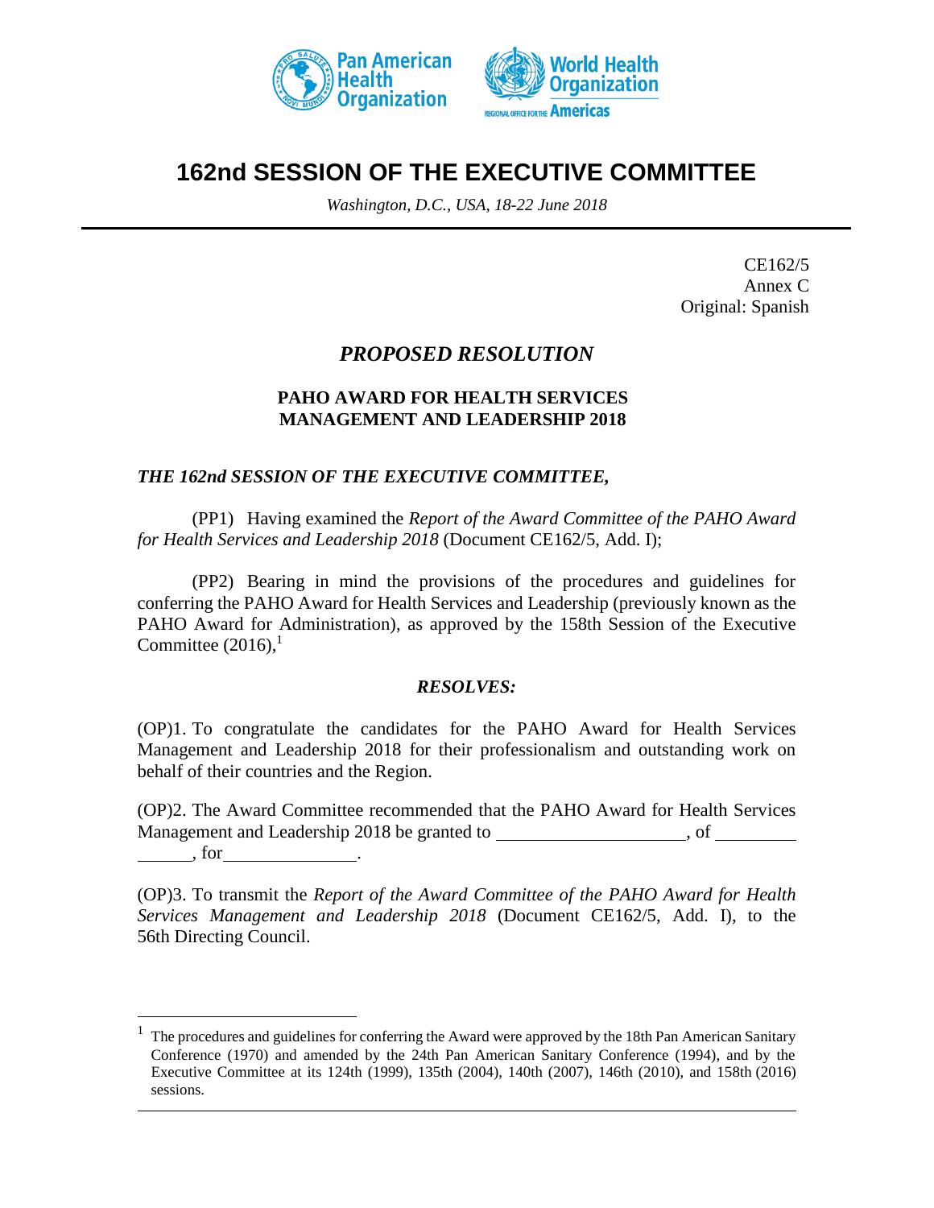# 162nd SESSION OF THE EXECUTIVE COMMITTEE

*Washington, D.C., USA, 18-22 June 2018*

CE162/5
Annex C
Original: Spanish

## *PROPOSED RESOLUTION*

### PAHO AWARD FOR HEALTH SERVICES MANAGEMENT AND LEADERSHIP 2018

***THE 162nd SESSION OF THE EXECUTIVE COMMITTEE,***

(PP1) Having examined the *Report of the Award Committee of the PAHO Award for Health Services and Leadership 2018* (Document CE162/5, Add. I);

(PP2) Bearing in mind the provisions of the procedures and guidelines for conferring the PAHO Award for Health Services and Leadership (previously known as the PAHO Award for Administration), as approved by the 158th Session of the Executive Committee (2016),[1]

***RESOLVES:***

(OP)1. To congratulate the candidates for the PAHO Award for Health Services Management and Leadership 2018 for their professionalism and outstanding work on behalf of their countries and the Region.

(OP)2. The Award Committee recommended that the PAHO Award for Health Services Management and Leadership 2018 be granted to ____________________, of ________________, for______________.

(OP)3. To transmit the *Report of the Award Committee of the PAHO Award for Health Services Management and Leadership 2018* (Document CE162/5, Add. I), to the 56th Directing Council.

---

[1] The procedures and guidelines for conferring the Award were approved by the 18th Pan American Sanitary Conference (1970) and amended by the 24th Pan American Sanitary Conference (1994), and by the Executive Committee at its 124th (1999), 135th (2004), 140th (2007), 146th (2010), and 158th (2016) sessions.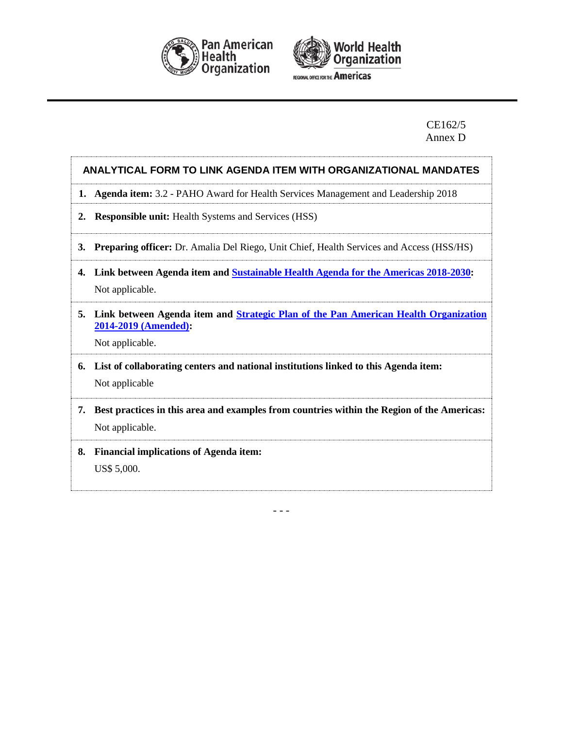CE162/5
Annex D

## ANALYTICAL FORM TO LINK AGENDA ITEM WITH ORGANIZATIONAL MANDATES

1. **Agenda item:** 3.2 - PAHO Award for Health Services Management and Leadership 2018

2. **Responsible unit:** Health Systems and Services (HSS)

3. **Preparing officer:** Dr. Amalia Del Riego, Unit Chief, Health Services and Access (HSS/HS)

4. **Link between Agenda item and Sustainable Health Agenda for the Americas 2018-2030:**

   Not applicable.

5. **Link between Agenda item and Strategic Plan of the Pan American Health Organization 2014-2019 (Amended):**

   Not applicable.

6. **List of collaborating centers and national institutions linked to this Agenda item:**

   Not applicable

7. **Best practices in this area and examples from countries within the Region of the Americas:**

   Not applicable.

8. **Financial implications of Agenda item:**

   US$ 5,000.

- - -